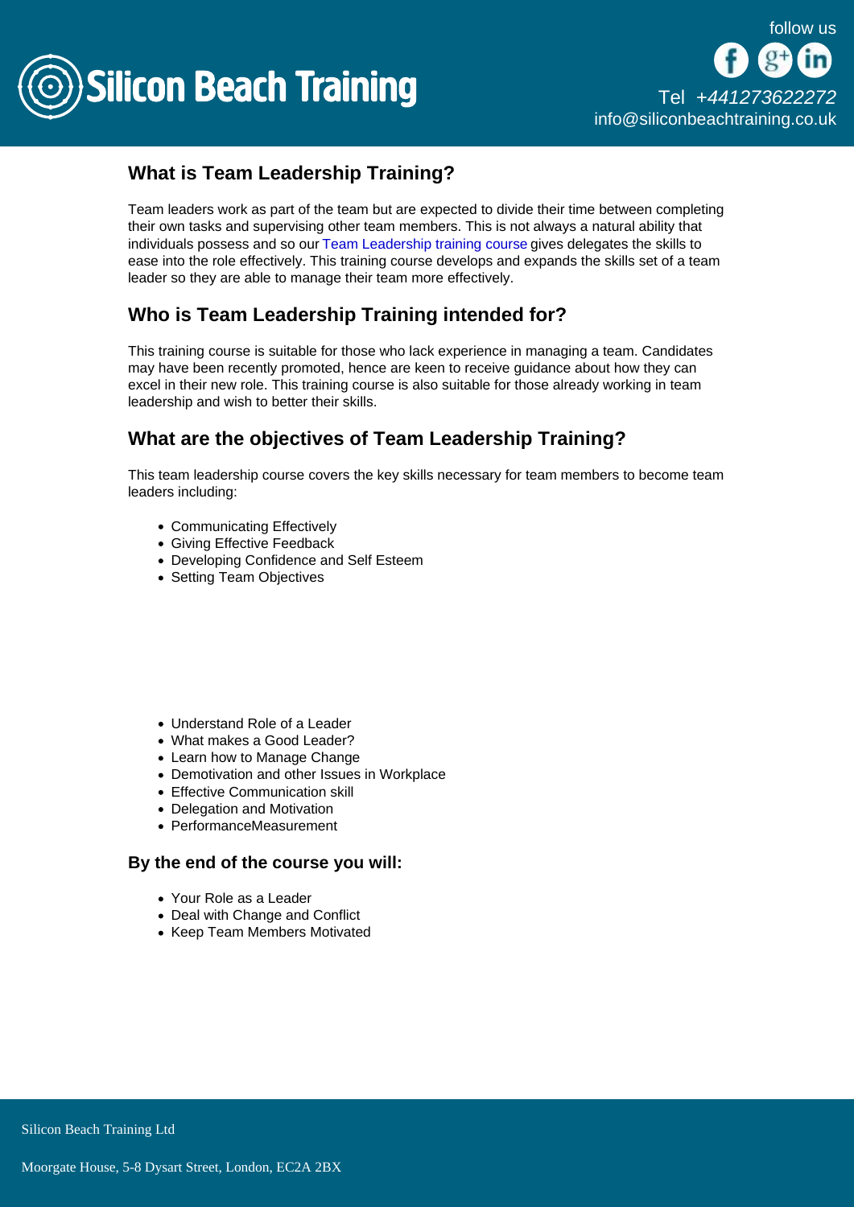## What is Team Leadership Training?

Team leaders work as part of the team but are expected to divide their time between completing their own tasks and supervising other team members. This is not always a natural ability that individuals possess and so our Team Leadership training course gives delegates the skills to ease into the role effectively. This training course develops and expands the skills set of a team leader so they are able to manage their team more effectively.

## Who is Team Leadership Training intended for?

This training course is suitable for those who lack experience in managing a team. Candidates may have been recently promoted, hence are keen to receive guidance about how they can excel in their new role. This training course is also suitable for those already working in team leadership and wish to better their skills.

## What are the objectives of Team Leadership Training?

This team leadership course covers the key skills necessary for team members to become team leaders including:

- Communicating Effectively
- Giving Effective Feedback
- Developing Confidence and Self Esteem
- Setting Team Objectives

- Understand Role of a Leader
- What makes a Good Leader?
- Learn how to Manage Change
- Demotivation and other Issues in Workplace
- Effective Communication skill
- Delegation and Motivation
- PerformanceMeasurement

### By the end of the course you will:

- Your Role as a Leader
- Deal with Change and Conflict
- Keep Team Members Motivated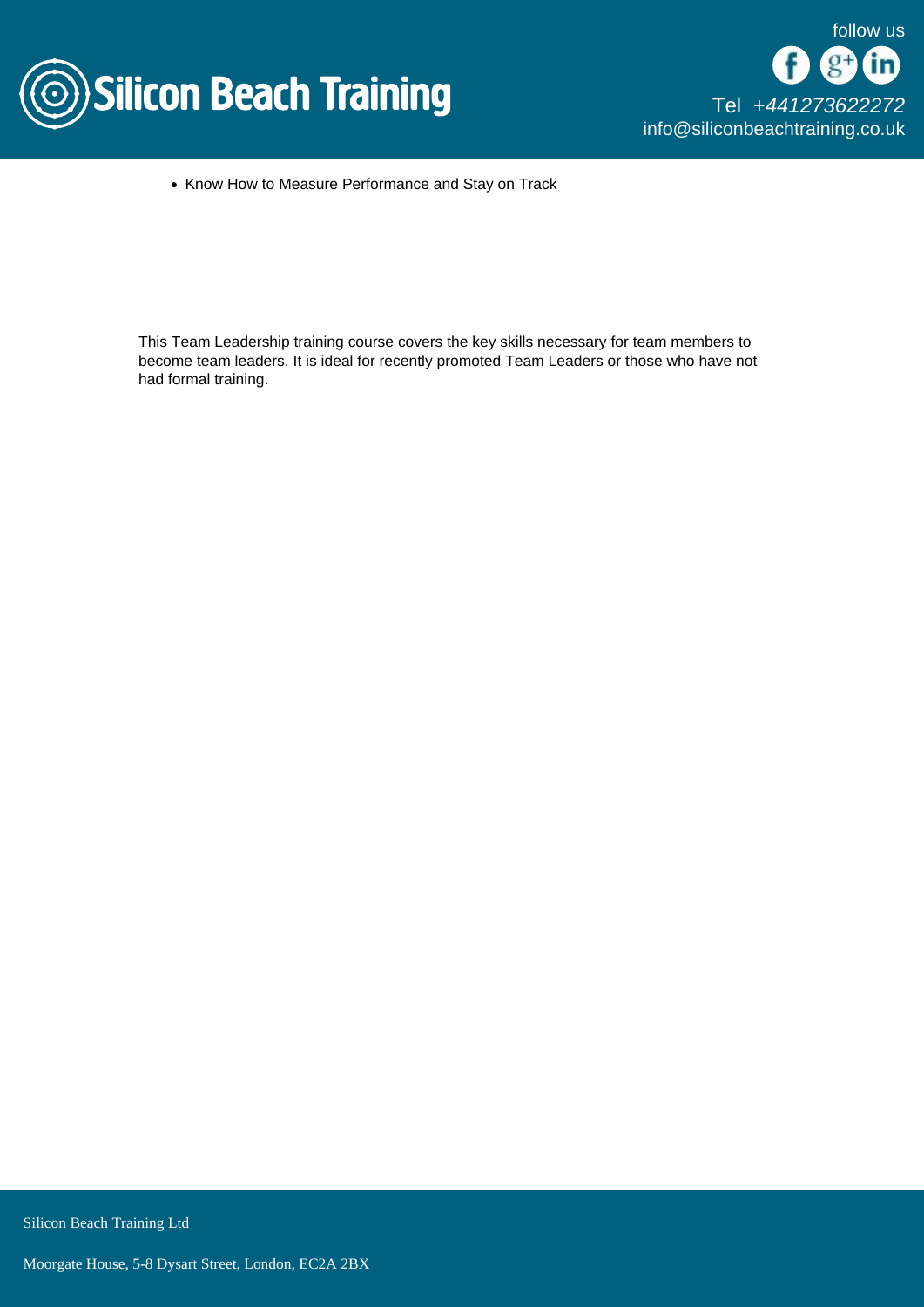- Know How to Measure Performance and Stay on Track

This Team Leadership training course covers the key skills necessary for team members to become team leaders. It is ideal for recently promoted Team Leaders or those who have not had formal training.